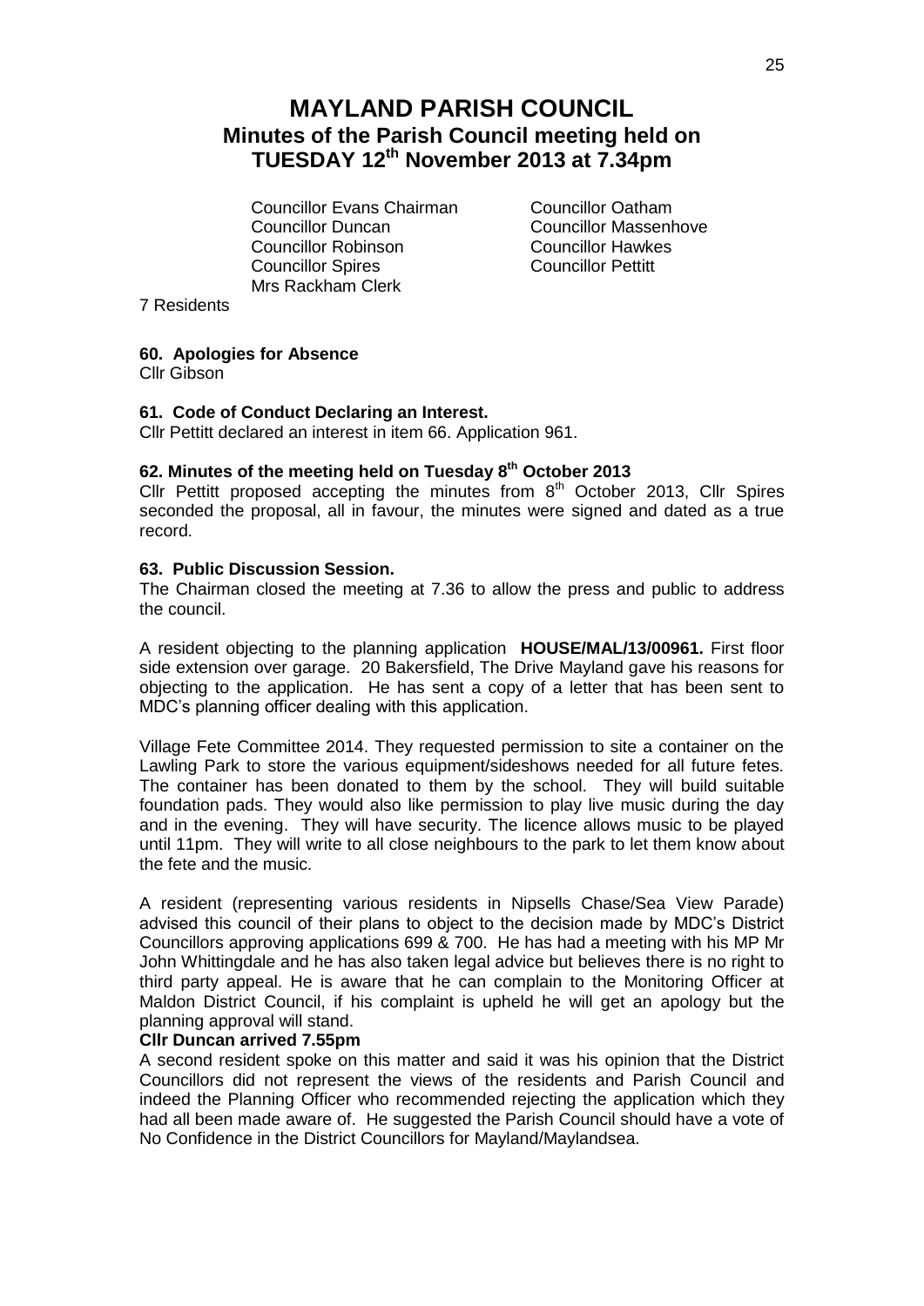# MAYLAND PARISH COUNCIL
## Minutes of the Parish Council meeting held on TUESDAY 12th November 2013 at 7.34pm

Councillor Evans Chairman
Councillor Duncan
Councillor Robinson
Councillor Spires
Mrs Rackham Clerk
Councillor Oatham
Councillor Massenhove
Councillor Hawkes
Councillor Pettitt

7 Residents

**60. Apologies for Absence**

Cllr Gibson

**61. Code of Conduct Declaring an Interest.**

Cllr Pettitt declared an interest in item 66. Application 961.

**62. Minutes of the meeting held on Tuesday 8th October 2013**

Cllr Pettitt proposed accepting the minutes from 8th October 2013, Cllr Spires seconded the proposal, all in favour, the minutes were signed and dated as a true record.

**63. Public Discussion Session.**

The Chairman closed the meeting at 7.36 to allow the press and public to address the council.

A resident objecting to the planning application **HOUSE/MAL/13/00961.** First floor side extension over garage. 20 Bakersfield, The Drive Mayland gave his reasons for objecting to the application. He has sent a copy of a letter that has been sent to MDC's planning officer dealing with this application.

Village Fete Committee 2014. They requested permission to site a container on the Lawling Park to store the various equipment/sideshows needed for all future fetes. The container has been donated to them by the school. They will build suitable foundation pads. They would also like permission to play live music during the day and in the evening. They will have security. The licence allows music to be played until 11pm. They will write to all close neighbours to the park to let them know about the fete and the music.

A resident (representing various residents in Nipsells Chase/Sea View Parade) advised this council of their plans to object to the decision made by MDC's District Councillors approving applications 699 & 700. He has had a meeting with his MP Mr John Whittingdale and he has also taken legal advice but believes there is no right to third party appeal. He is aware that he can complain to the Monitoring Officer at Maldon District Council, if his complaint is upheld he will get an apology but the planning approval will stand.

**Cllr Duncan arrived 7.55pm**

A second resident spoke on this matter and said it was his opinion that the District Councillors did not represent the views of the residents and Parish Council and indeed the Planning Officer who recommended rejecting the application which they had all been made aware of. He suggested the Parish Council should have a vote of No Confidence in the District Councillors for Mayland/Maylandsea.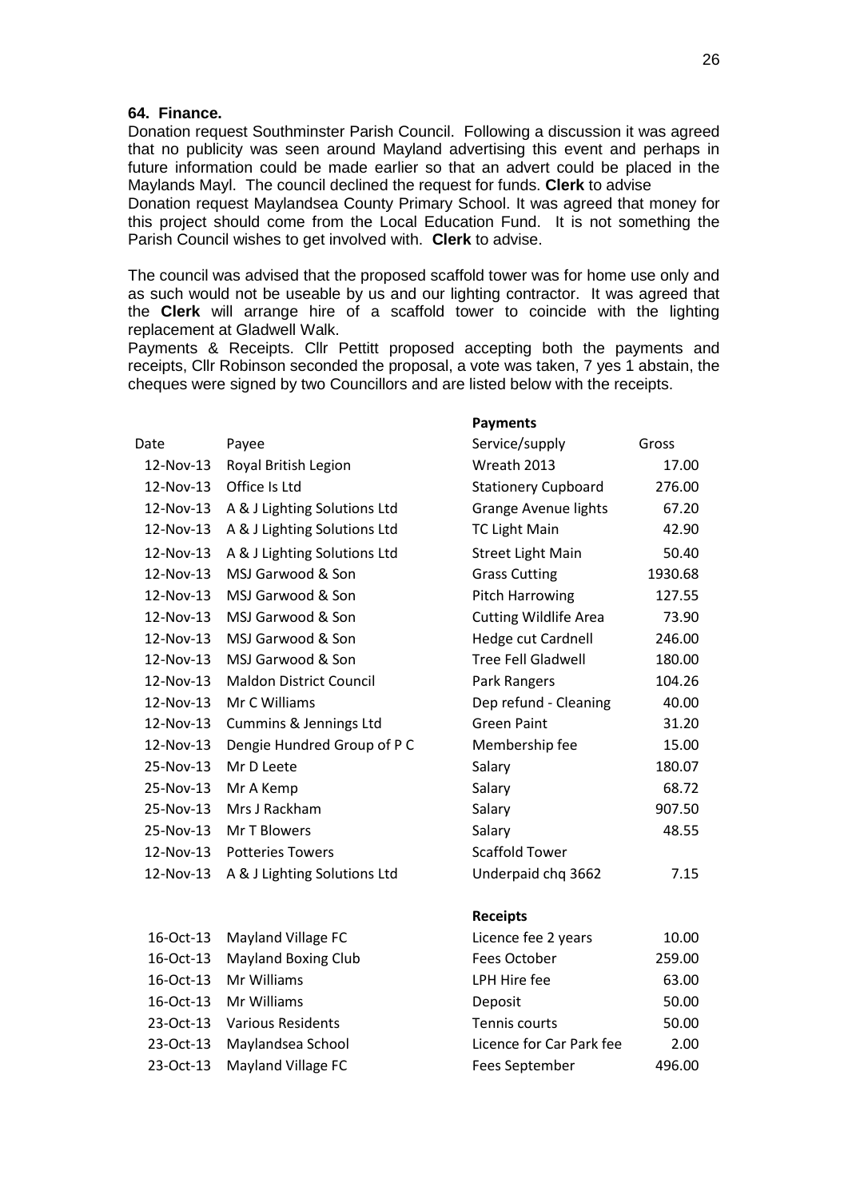**64. Finance.**

Donation request Southminster Parish Council. Following a discussion it was agreed that no publicity was seen around Mayland advertising this event and perhaps in future information could be made earlier so that an advert could be placed in the Maylands Mayl. The council declined the request for funds. **Clerk** to advise

Donation request Maylandsea County Primary School. It was agreed that money for this project should come from the Local Education Fund. It is not something the Parish Council wishes to get involved with. **Clerk** to advise.

The council was advised that the proposed scaffold tower was for home use only and as such would not be useable by us and our lighting contractor. It was agreed that the **Clerk** will arrange hire of a scaffold tower to coincide with the lighting replacement at Gladwell Walk.

Payments & Receipts. Cllr Pettitt proposed accepting both the payments and receipts, Cllr Robinson seconded the proposal, a vote was taken, 7 yes 1 abstain, the cheques were signed by two Councillors and are listed below with the receipts.

**Payments**

| Date | Payee | Service/supply | Gross |
|---|---|---|---|
| 12-Nov-13 | Royal British Legion | Wreath 2013 | 17.00 |
| 12-Nov-13 | Office Is Ltd | Stationery Cupboard | 276.00 |
| 12-Nov-13 | A & J Lighting Solutions Ltd | Grange Avenue lights | 67.20 |
| 12-Nov-13 | A & J Lighting Solutions Ltd | TC Light Main | 42.90 |
| 12-Nov-13 | A & J Lighting Solutions Ltd | Street Light Main | 50.40 |
| 12-Nov-13 | MSJ Garwood & Son | Grass Cutting | 1930.68 |
| 12-Nov-13 | MSJ Garwood & Son | Pitch Harrowing | 127.55 |
| 12-Nov-13 | MSJ Garwood & Son | Cutting Wildlife Area | 73.90 |
| 12-Nov-13 | MSJ Garwood & Son | Hedge cut Cardnell | 246.00 |
| 12-Nov-13 | MSJ Garwood & Son | Tree Fell Gladwell | 180.00 |
| 12-Nov-13 | Maldon District Council | Park Rangers | 104.26 |
| 12-Nov-13 | Mr C Williams | Dep refund - Cleaning | 40.00 |
| 12-Nov-13 | Cummins & Jennings Ltd | Green Paint | 31.20 |
| 12-Nov-13 | Dengie Hundred Group of P C | Membership fee | 15.00 |
| 25-Nov-13 | Mr D Leete | Salary | 180.07 |
| 25-Nov-13 | Mr A Kemp | Salary | 68.72 |
| 25-Nov-13 | Mrs J Rackham | Salary | 907.50 |
| 25-Nov-13 | Mr T Blowers | Salary | 48.55 |
| 12-Nov-13 | Potteries Towers | Scaffold Tower | |
| 12-Nov-13 | A & J Lighting Solutions Ltd | Underpaid chq 3662 | 7.15 |

**Receipts**

| Date | Payee | Service/supply | Gross |
|---|---|---|---|
| 16-Oct-13 | Mayland Village FC | Licence fee 2 years | 10.00 |
| 16-Oct-13 | Mayland Boxing Club | Fees October | 259.00 |
| 16-Oct-13 | Mr Williams | LPH Hire fee | 63.00 |
| 16-Oct-13 | Mr Williams | Deposit | 50.00 |
| 23-Oct-13 | Various Residents | Tennis courts | 50.00 |
| 23-Oct-13 | Maylandsea School | Licence for Car Park fee | 2.00 |
| 23-Oct-13 | Mayland Village FC | Fees September | 496.00 |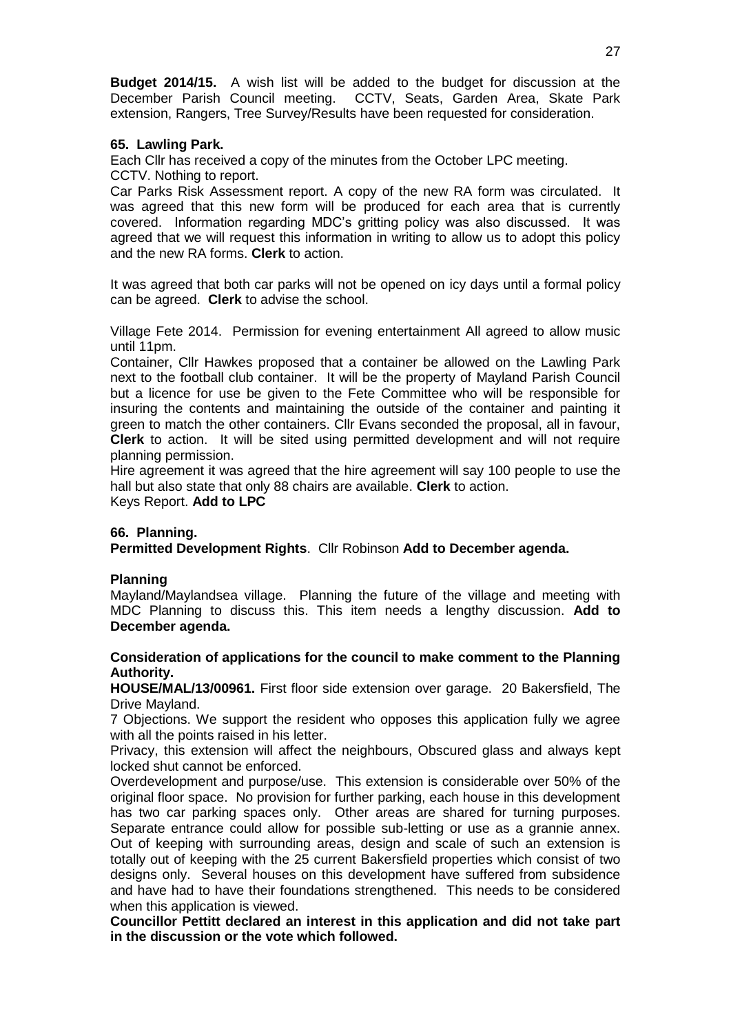**Budget 2014/15.** A wish list will be added to the budget for discussion at the December Parish Council meeting. CCTV, Seats, Garden Area, Skate Park extension, Rangers, Tree Survey/Results have been requested for consideration.

**65. Lawling Park.**

Each Cllr has received a copy of the minutes from the October LPC meeting.

CCTV. Nothing to report.

Car Parks Risk Assessment report. A copy of the new RA form was circulated. It was agreed that this new form will be produced for each area that is currently covered. Information regarding MDC's gritting policy was also discussed. It was agreed that we will request this information in writing to allow us to adopt this policy and the new RA forms. **Clerk** to action.

It was agreed that both car parks will not be opened on icy days until a formal policy can be agreed. **Clerk** to advise the school.

Village Fete 2014. Permission for evening entertainment All agreed to allow music until 11pm.

Container, Cllr Hawkes proposed that a container be allowed on the Lawling Park next to the football club container. It will be the property of Mayland Parish Council but a licence for use be given to the Fete Committee who will be responsible for insuring the contents and maintaining the outside of the container and painting it green to match the other containers. Cllr Evans seconded the proposal, all in favour, **Clerk** to action. It will be sited using permitted development and will not require planning permission.

Hire agreement it was agreed that the hire agreement will say 100 people to use the hall but also state that only 88 chairs are available. **Clerk** to action.

Keys Report. **Add to LPC**

**66. Planning.**

**Permitted Development Rights**. Cllr Robinson **Add to December agenda.**

**Planning**

Mayland/Maylandsea village. Planning the future of the village and meeting with MDC Planning to discuss this. This item needs a lengthy discussion. **Add to December agenda.**

**Consideration of applications for the council to make comment to the Planning Authority.**

**HOUSE/MAL/13/00961.** First floor side extension over garage. 20 Bakersfield, The Drive Mayland.

7 Objections. We support the resident who opposes this application fully we agree with all the points raised in his letter.

Privacy, this extension will affect the neighbours, Obscured glass and always kept locked shut cannot be enforced.

Overdevelopment and purpose/use. This extension is considerable over 50% of the original floor space. No provision for further parking, each house in this development has two car parking spaces only. Other areas are shared for turning purposes. Separate entrance could allow for possible sub-letting or use as a grannie annex. Out of keeping with surrounding areas, design and scale of such an extension is totally out of keeping with the 25 current Bakersfield properties which consist of two designs only. Several houses on this development have suffered from subsidence and have had to have their foundations strengthened. This needs to be considered when this application is viewed.

**Councillor Pettitt declared an interest in this application and did not take part in the discussion or the vote which followed.**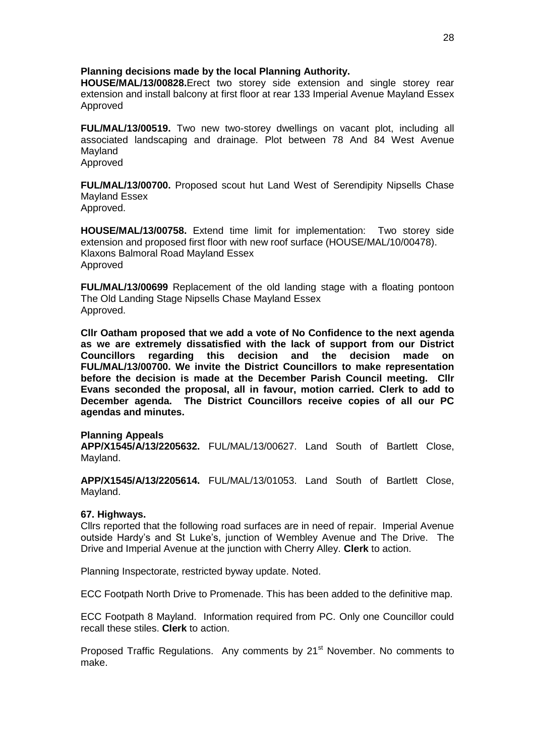**Planning decisions made by the local Planning Authority.**

**HOUSE/MAL/13/00828.**Erect two storey side extension and single storey rear extension and install balcony at first floor at rear 133 Imperial Avenue Mayland Essex
Approved

**FUL/MAL/13/00519.** Two new two-storey dwellings on vacant plot, including all associated landscaping and drainage. Plot between 78 And 84 West Avenue Mayland
Approved

**FUL/MAL/13/00700.** Proposed scout hut Land West of Serendipity Nipsells Chase Mayland Essex
Approved.

**HOUSE/MAL/13/00758.** Extend time limit for implementation: Two storey side extension and proposed first floor with new roof surface (HOUSE/MAL/10/00478). Klaxons Balmoral Road Mayland Essex
Approved

**FUL/MAL/13/00699** Replacement of the old landing stage with a floating pontoon The Old Landing Stage Nipsells Chase Mayland Essex
Approved.

**Cllr Oatham proposed that we add a vote of No Confidence to the next agenda as we are extremely dissatisfied with the lack of support from our District Councillors regarding this decision and the decision made on FUL/MAL/13/00700. We invite the District Councillors to make representation before the decision is made at the December Parish Council meeting. Cllr Evans seconded the proposal, all in favour, motion carried. Clerk to add to December agenda. The District Councillors receive copies of all our PC agendas and minutes.**

**Planning Appeals**

**APP/X1545/A/13/2205632.** FUL/MAL/13/00627. Land South of Bartlett Close, Mayland.

**APP/X1545/A/13/2205614.** FUL/MAL/13/01053. Land South of Bartlett Close, Mayland.

**67. Highways.**

Cllrs reported that the following road surfaces are in need of repair. Imperial Avenue outside Hardy's and St Luke's, junction of Wembley Avenue and The Drive. The Drive and Imperial Avenue at the junction with Cherry Alley. **Clerk** to action.

Planning Inspectorate, restricted byway update. Noted.

ECC Footpath North Drive to Promenade. This has been added to the definitive map.

ECC Footpath 8 Mayland. Information required from PC. Only one Councillor could recall these stiles. **Clerk** to action.

Proposed Traffic Regulations. Any comments by 21st November. No comments to make.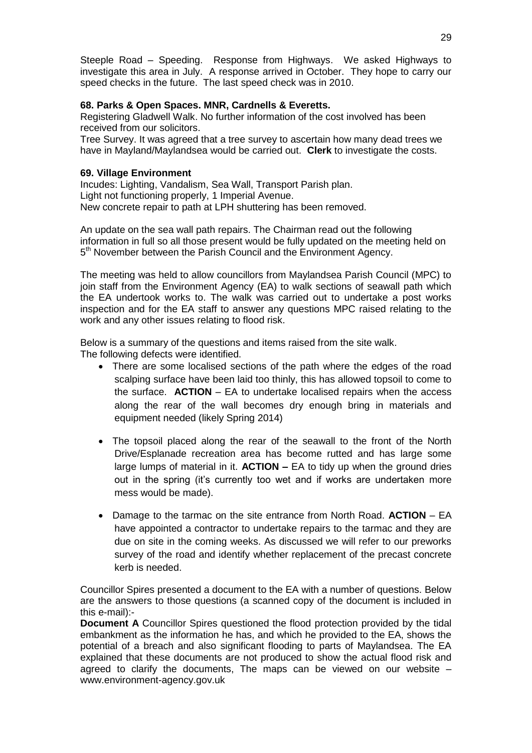Steeple Road – Speeding. Response from Highways. We asked Highways to investigate this area in July. A response arrived in October. They hope to carry our speed checks in the future. The last speed check was in 2010.

**68. Parks & Open Spaces. MNR, Cardnells & Everetts.**

Registering Gladwell Walk. No further information of the cost involved has been received from our solicitors.

Tree Survey. It was agreed that a tree survey to ascertain how many dead trees we have in Mayland/Maylandsea would be carried out. **Clerk** to investigate the costs.

**69. Village Environment**

Incudes: Lighting, Vandalism, Sea Wall, Transport Parish plan.

Light not functioning properly, 1 Imperial Avenue.

New concrete repair to path at LPH shuttering has been removed.

An update on the sea wall path repairs. The Chairman read out the following information in full so all those present would be fully updated on the meeting held on 5th November between the Parish Council and the Environment Agency.

The meeting was held to allow councillors from Maylandsea Parish Council (MPC) to join staff from the Environment Agency (EA) to walk sections of seawall path which the EA undertook works to. The walk was carried out to undertake a post works inspection and for the EA staff to answer any questions MPC raised relating to the work and any other issues relating to flood risk.

Below is a summary of the questions and items raised from the site walk.
The following defects were identified.

- There are some localised sections of the path where the edges of the road scalping surface have been laid too thinly, this has allowed topsoil to come to the surface. **ACTION** – EA to undertake localised repairs when the access along the rear of the wall becomes dry enough bring in materials and equipment needed (likely Spring 2014)

- The topsoil placed along the rear of the seawall to the front of the North Drive/Esplanade recreation area has become rutted and has large some large lumps of material in it. **ACTION –** EA to tidy up when the ground dries out in the spring (it's currently too wet and if works are undertaken more mess would be made).

- Damage to the tarmac on the site entrance from North Road. **ACTION** – EA have appointed a contractor to undertake repairs to the tarmac and they are due on site in the coming weeks. As discussed we will refer to our preworks survey of the road and identify whether replacement of the precast concrete kerb is needed.

Councillor Spires presented a document to the EA with a number of questions. Below are the answers to those questions (a scanned copy of the document is included in this e-mail):-

**Document A** Councillor Spires questioned the flood protection provided by the tidal embankment as the information he has, and which he provided to the EA, shows the potential of a breach and also significant flooding to parts of Maylandsea. The EA explained that these documents are not produced to show the actual flood risk and agreed to clarify the documents, The maps can be viewed on our website – www.environment-agency.gov.uk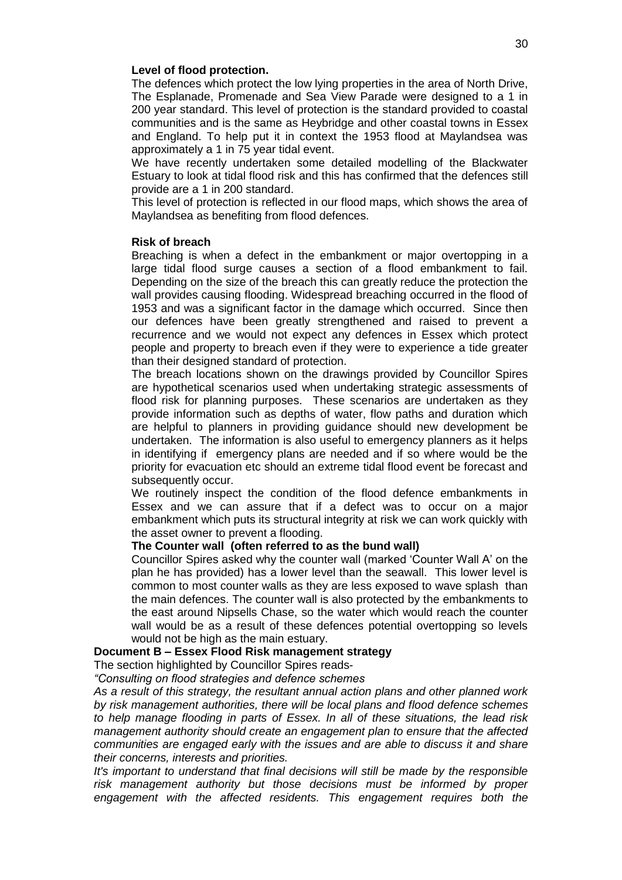**Level of flood protection.**

The defences which protect the low lying properties in the area of North Drive, The Esplanade, Promenade and Sea View Parade were designed to a 1 in 200 year standard. This level of protection is the standard provided to coastal communities and is the same as Heybridge and other coastal towns in Essex and England. To help put it in context the 1953 flood at Maylandsea was approximately a 1 in 75 year tidal event.

We have recently undertaken some detailed modelling of the Blackwater Estuary to look at tidal flood risk and this has confirmed that the defences still provide are a 1 in 200 standard.

This level of protection is reflected in our flood maps, which shows the area of Maylandsea as benefiting from flood defences.

**Risk of breach**

Breaching is when a defect in the embankment or major overtopping in a large tidal flood surge causes a section of a flood embankment to fail. Depending on the size of the breach this can greatly reduce the protection the wall provides causing flooding. Widespread breaching occurred in the flood of 1953 and was a significant factor in the damage which occurred. Since then our defences have been greatly strengthened and raised to prevent a recurrence and we would not expect any defences in Essex which protect people and property to breach even if they were to experience a tide greater than their designed standard of protection.

The breach locations shown on the drawings provided by Councillor Spires are hypothetical scenarios used when undertaking strategic assessments of flood risk for planning purposes. These scenarios are undertaken as they provide information such as depths of water, flow paths and duration which are helpful to planners in providing guidance should new development be undertaken. The information is also useful to emergency planners as it helps in identifying if emergency plans are needed and if so where would be the priority for evacuation etc should an extreme tidal flood event be forecast and subsequently occur.

We routinely inspect the condition of the flood defence embankments in Essex and we can assure that if a defect was to occur on a major embankment which puts its structural integrity at risk we can work quickly with the asset owner to prevent a flooding.

**The Counter wall (often referred to as the bund wall)**

Councillor Spires asked why the counter wall (marked 'Counter Wall A' on the plan he has provided) has a lower level than the seawall. This lower level is common to most counter walls as they are less exposed to wave splash than the main defences. The counter wall is also protected by the embankments to the east around Nipsells Chase, so the water which would reach the counter wall would be as a result of these defences potential overtopping so levels would not be high as the main estuary.

**Document B – Essex Flood Risk management strategy**

The section highlighted by Councillor Spires reads-

*"Consulting on flood strategies and defence schemes*

*As a result of this strategy, the resultant annual action plans and other planned work by risk management authorities, there will be local plans and flood defence schemes to help manage flooding in parts of Essex. In all of these situations, the lead risk management authority should create an engagement plan to ensure that the affected communities are engaged early with the issues and are able to discuss it and share their concerns, interests and priorities.*

*It's important to understand that final decisions will still be made by the responsible risk management authority but those decisions must be informed by proper engagement with the affected residents. This engagement requires both the*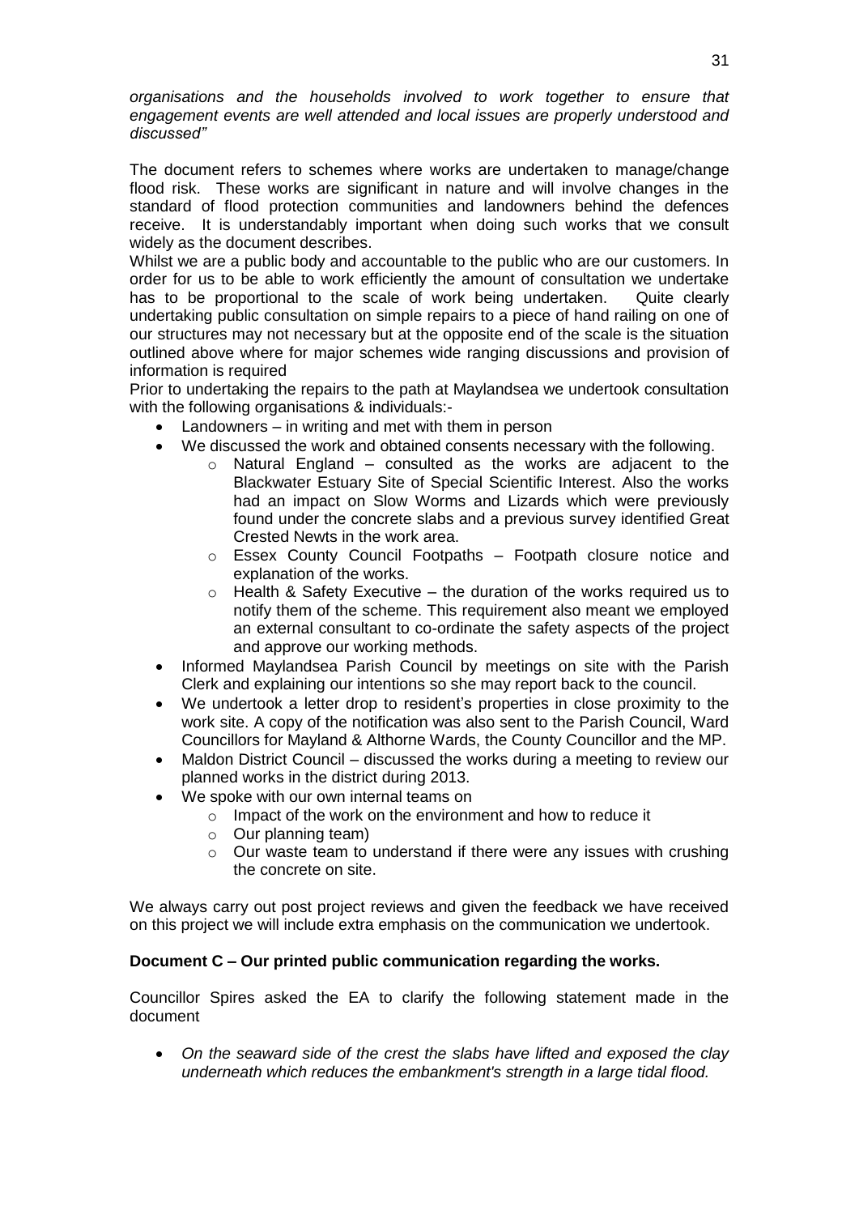*organisations and the households involved to work together to ensure that engagement events are well attended and local issues are properly understood and discussed"*

The document refers to schemes where works are undertaken to manage/change flood risk. These works are significant in nature and will involve changes in the standard of flood protection communities and landowners behind the defences receive. It is understandably important when doing such works that we consult widely as the document describes.

Whilst we are a public body and accountable to the public who are our customers. In order for us to be able to work efficiently the amount of consultation we undertake has to be proportional to the scale of work being undertaken. Quite clearly undertaking public consultation on simple repairs to a piece of hand railing on one of our structures may not necessary but at the opposite end of the scale is the situation outlined above where for major schemes wide ranging discussions and provision of information is required

Prior to undertaking the repairs to the path at Maylandsea we undertook consultation with the following organisations & individuals:-

- Landowners – in writing and met with them in person
- We discussed the work and obtained consents necessary with the following.
  - Natural England – consulted as the works are adjacent to the Blackwater Estuary Site of Special Scientific Interest. Also the works had an impact on Slow Worms and Lizards which were previously found under the concrete slabs and a previous survey identified Great Crested Newts in the work area.
  - Essex County Council Footpaths – Footpath closure notice and explanation of the works.
  - Health & Safety Executive – the duration of the works required us to notify them of the scheme. This requirement also meant we employed an external consultant to co-ordinate the safety aspects of the project and approve our working methods.
- Informed Maylandsea Parish Council by meetings on site with the Parish Clerk and explaining our intentions so she may report back to the council.
- We undertook a letter drop to resident's properties in close proximity to the work site. A copy of the notification was also sent to the Parish Council, Ward Councillors for Mayland & Althorne Wards, the County Councillor and the MP.
- Maldon District Council – discussed the works during a meeting to review our planned works in the district during 2013.
- We spoke with our own internal teams on
  - Impact of the work on the environment and how to reduce it
  - Our planning team)
  - Our waste team to understand if there were any issues with crushing the concrete on site.

We always carry out post project reviews and given the feedback we have received on this project we will include extra emphasis on the communication we undertook.

**Document C – Our printed public communication regarding the works.**

Councillor Spires asked the EA to clarify the following statement made in the document

- *On the seaward side of the crest the slabs have lifted and exposed the clay underneath which reduces the embankment's strength in a large tidal flood.*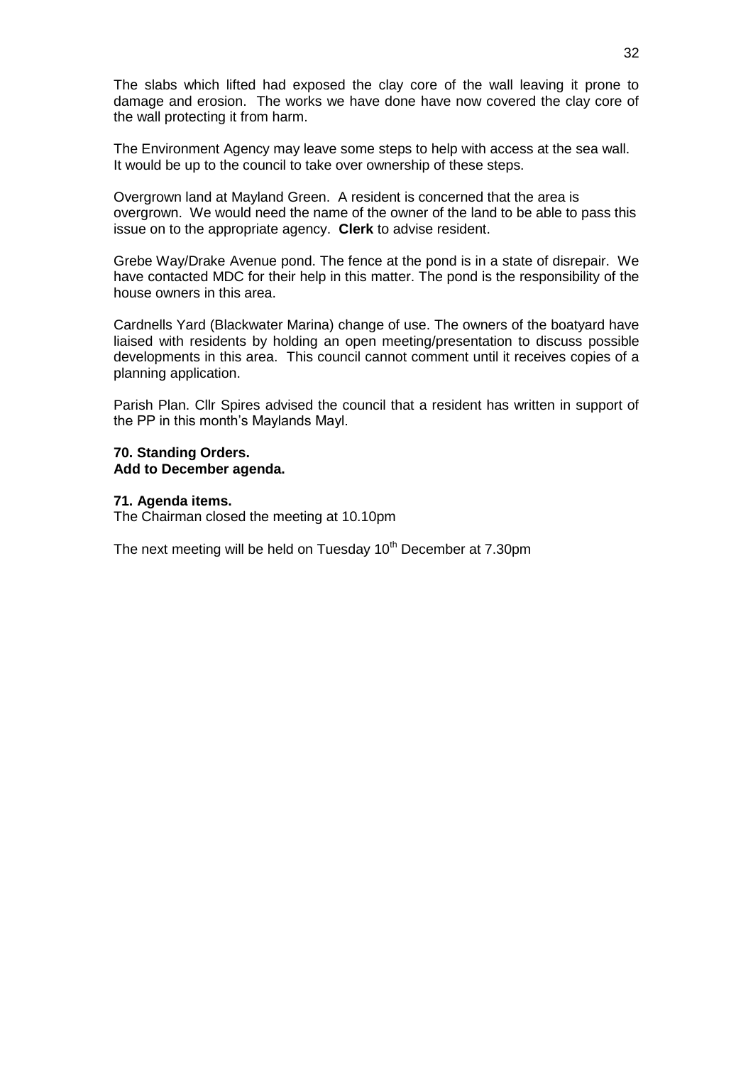The slabs which lifted had exposed the clay core of the wall leaving it prone to damage and erosion. The works we have done have now covered the clay core of the wall protecting it from harm.

The Environment Agency may leave some steps to help with access at the sea wall. It would be up to the council to take over ownership of these steps.

Overgrown land at Mayland Green. A resident is concerned that the area is overgrown. We would need the name of the owner of the land to be able to pass this issue on to the appropriate agency. **Clerk** to advise resident.

Grebe Way/Drake Avenue pond. The fence at the pond is in a state of disrepair. We have contacted MDC for their help in this matter. The pond is the responsibility of the house owners in this area.

Cardnells Yard (Blackwater Marina) change of use. The owners of the boatyard have liaised with residents by holding an open meeting/presentation to discuss possible developments in this area. This council cannot comment until it receives copies of a planning application.

Parish Plan. Cllr Spires advised the council that a resident has written in support of the PP in this month's Maylands Mayl.

**70. Standing Orders.**
**Add to December agenda.**

**71. Agenda items.**
The Chairman closed the meeting at 10.10pm

The next meeting will be held on Tuesday 10th December at 7.30pm